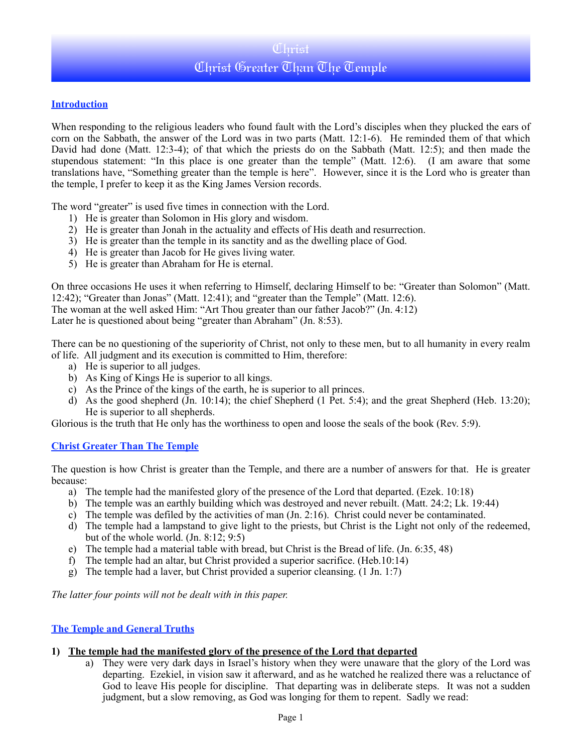# Christ

# Christ Greater Than The Temple

## Introduction

When responding to the religious leaders who found fault with the Lord's disciples when they plucked the ears of corn on the Sabbath, the answer of the Lord was in two parts (Matt. 12:1-6). He reminded them of that which David had done (Matt. 12:3-4); of that which the priests do on the Sabbath (Matt. 12:5); and then made the stupendous statement: "In this place is one greater than the temple" (Matt. 12:6). (I am aware that some translations have, "Something greater than the temple is here". However, since it is the Lord who is greater than the temple, I prefer to keep it as the King James Version records.

The word "greater" is used five times in connection with the Lord.

1) He is greater than Solomon in His glory and wisdom.
2) He is greater than Jonah in the actuality and effects of His death and resurrection.
3) He is greater than the temple in its sanctity and as the dwelling place of God.
4) He is greater than Jacob for He gives living water.
5) He is greater than Abraham for He is eternal.

On three occasions He uses it when referring to Himself, declaring Himself to be: "Greater than Solomon" (Matt. 12:42); "Greater than Jonas" (Matt. 12:41); and "greater than the Temple" (Matt. 12:6).
The woman at the well asked Him: "Art Thou greater than our father Jacob?" (Jn. 4:12)
Later he is questioned about being "greater than Abraham" (Jn. 8:53).

There can be no questioning of the superiority of Christ, not only to these men, but to all humanity in every realm of life. All judgment and its execution is committed to Him, therefore:

a) He is superior to all judges.
b) As King of Kings He is superior to all kings.
c) As the Prince of the kings of the earth, he is superior to all princes.
d) As the good shepherd (Jn. 10:14); the chief Shepherd (1 Pet. 5:4); and the great Shepherd (Heb. 13:20); He is superior to all shepherds.

Glorious is the truth that He only has the worthiness to open and loose the seals of the book (Rev. 5:9).

## Christ Greater Than The Temple

The question is how Christ is greater than the Temple, and there are a number of answers for that. He is greater because:

a) The temple had the manifested glory of the presence of the Lord that departed. (Ezek. 10:18)
b) The temple was an earthly building which was destroyed and never rebuilt. (Matt. 24:2; Lk. 19:44)
c) The temple was defiled by the activities of man (Jn. 2:16). Christ could never be contaminated.
d) The temple had a lampstand to give light to the priests, but Christ is the Light not only of the redeemed, but of the whole world. (Jn. 8:12; 9:5)
e) The temple had a material table with bread, but Christ is the Bread of life. (Jn. 6:35, 48)
f) The temple had an altar, but Christ provided a superior sacrifice. (Heb.10:14)
g) The temple had a laver, but Christ provided a superior cleansing. (1 Jn. 1:7)

*The latter four points will not be dealt with in this paper.*

## The Temple and General Truths

1) **The temple had the manifested glory of the presence of the Lord that departed**
   a) They were very dark days in Israel's history when they were unaware that the glory of the Lord was departing. Ezekiel, in vision saw it afterward, and as he watched he realized there was a reluctance of God to leave His people for discipline. That departing was in deliberate steps. It was not a sudden judgment, but a slow removing, as God was longing for them to repent. Sadly we read: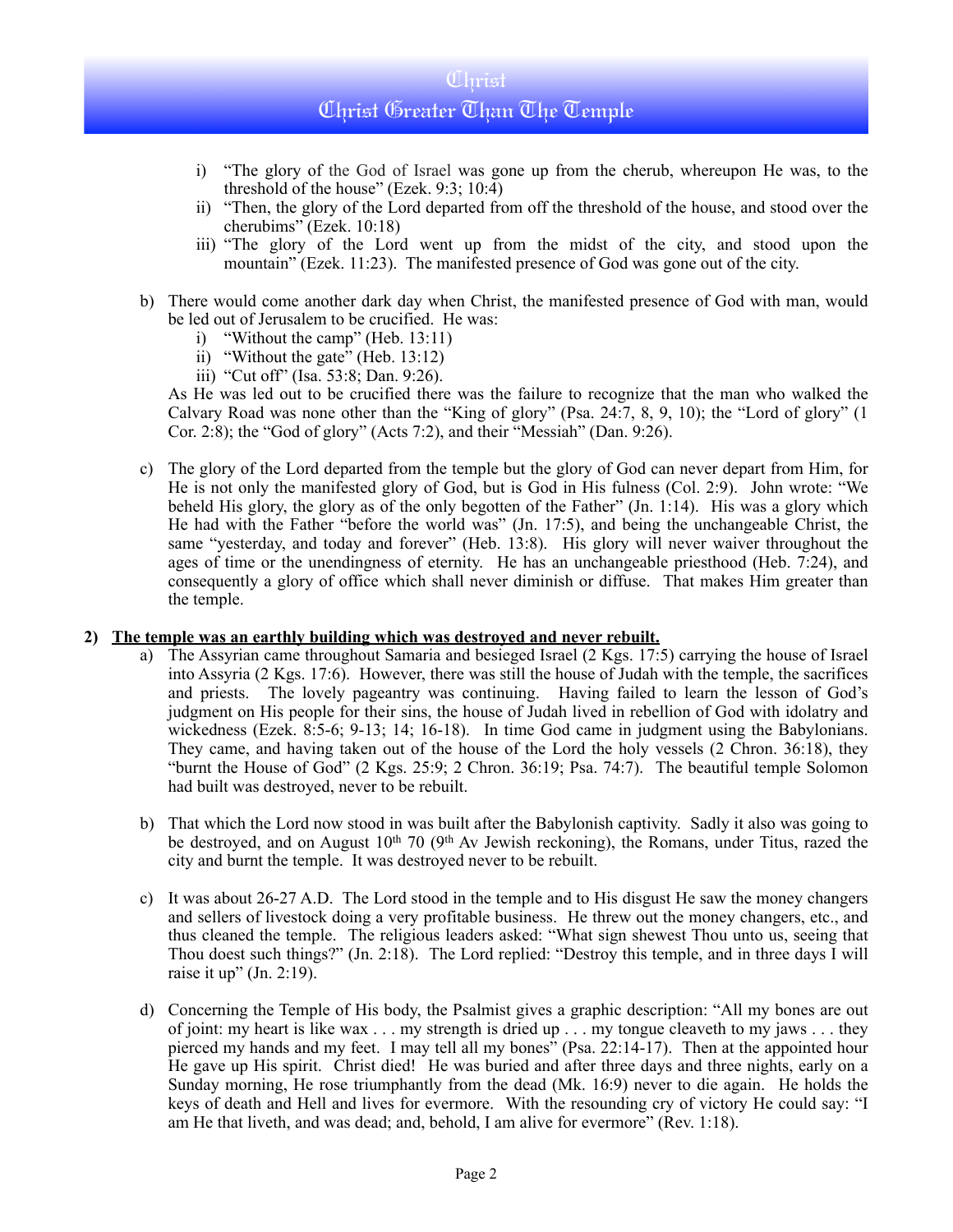i) "The glory of the God of Israel was gone up from the cherub, whereupon He was, to the threshold of the house" (Ezek. 9:3; 10:4)
ii) "Then, the glory of the Lord departed from off the threshold of the house, and stood over the cherubims" (Ezek. 10:18)
iii) "The glory of the Lord went up from the midst of the city, and stood upon the mountain" (Ezek. 11:23). The manifested presence of God was gone out of the city.

b) There would come another dark day when Christ, the manifested presence of God with man, would be led out of Jerusalem to be crucified. He was:
   i) "Without the camp" (Heb. 13:11)
   ii) "Without the gate" (Heb. 13:12)
   iii) "Cut off" (Isa. 53:8; Dan. 9:26).

   As He was led out to be crucified there was the failure to recognize that the man who walked the Calvary Road was none other than the "King of glory" (Psa. 24:7, 8, 9, 10); the "Lord of glory" (1 Cor. 2:8); the "God of glory" (Acts 7:2), and their "Messiah" (Dan. 9:26).

c) The glory of the Lord departed from the temple but the glory of God can never depart from Him, for He is not only the manifested glory of God, but is God in His fulness (Col. 2:9). John wrote: "We beheld His glory, the glory as of the only begotten of the Father" (Jn. 1:14). His was a glory which He had with the Father "before the world was" (Jn. 17:5), and being the unchangeable Christ, the same "yesterday, and today and forever" (Heb. 13:8). His glory will never waiver throughout the ages of time or the unendingness of eternity. He has an unchangeable priesthood (Heb. 7:24), and consequently a glory of office which shall never diminish or diffuse. That makes Him greater than the temple.

**2) <u>The temple was an earthly building which was destroyed and never rebuilt.</u>**

a) The Assyrian came throughout Samaria and besieged Israel (2 Kgs. 17:5) carrying the house of Israel into Assyria (2 Kgs. 17:6). However, there was still the house of Judah with the temple, the sacrifices and priests. The lovely pageantry was continuing. Having failed to learn the lesson of God's judgment on His people for their sins, the house of Judah lived in rebellion of God with idolatry and wickedness (Ezek. 8:5-6; 9-13; 14; 16-18). In time God came in judgment using the Babylonians. They came, and having taken out of the house of the Lord the holy vessels (2 Chron. 36:18), they "burnt the House of God" (2 Kgs. 25:9; 2 Chron. 36:19; Psa. 74:7). The beautiful temple Solomon had built was destroyed, never to be rebuilt.

b) That which the Lord now stood in was built after the Babylonish captivity. Sadly it also was going to be destroyed, and on August 10th 70 (9th Av Jewish reckoning), the Romans, under Titus, razed the city and burnt the temple. It was destroyed never to be rebuilt.

c) It was about 26-27 A.D. The Lord stood in the temple and to His disgust He saw the money changers and sellers of livestock doing a very profitable business. He threw out the money changers, etc., and thus cleaned the temple. The religious leaders asked: "What sign shewest Thou unto us, seeing that Thou doest such things?" (Jn. 2:18). The Lord replied: "Destroy this temple, and in three days I will raise it up" (Jn. 2:19).

d) Concerning the Temple of His body, the Psalmist gives a graphic description: "All my bones are out of joint: my heart is like wax . . . my strength is dried up . . . my tongue cleaveth to my jaws . . . they pierced my hands and my feet. I may tell all my bones" (Psa. 22:14-17). Then at the appointed hour He gave up His spirit. Christ died! He was buried and after three days and three nights, early on a Sunday morning, He rose triumphantly from the dead (Mk. 16:9) never to die again. He holds the keys of death and Hell and lives for evermore. With the resounding cry of victory He could say: "I am He that liveth, and was dead; and, behold, I am alive for evermore" (Rev. 1:18).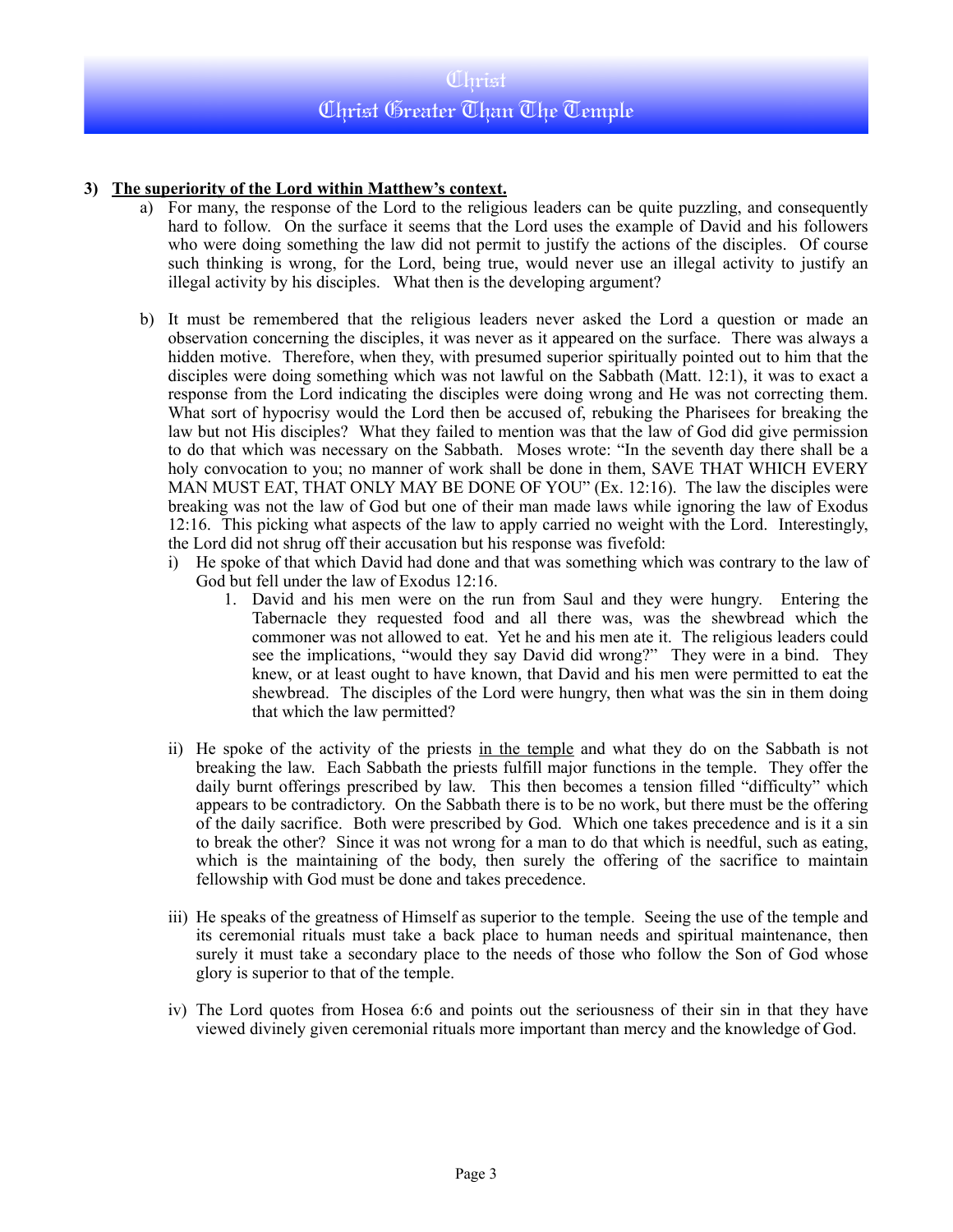**3) <u>The superiority of the Lord within Matthew's context.</u>**

a) For many, the response of the Lord to the religious leaders can be quite puzzling, and consequently hard to follow. On the surface it seems that the Lord uses the example of David and his followers who were doing something the law did not permit to justify the actions of the disciples. Of course such thinking is wrong, for the Lord, being true, would never use an illegal activity to justify an illegal activity by his disciples. What then is the developing argument?

b) It must be remembered that the religious leaders never asked the Lord a question or made an observation concerning the disciples, it was never as it appeared on the surface. There was always a hidden motive. Therefore, when they, with presumed superior spiritually pointed out to him that the disciples were doing something which was not lawful on the Sabbath (Matt. 12:1), it was to exact a response from the Lord indicating the disciples were doing wrong and He was not correcting them. What sort of hypocrisy would the Lord then be accused of, rebuking the Pharisees for breaking the law but not His disciples? What they failed to mention was that the law of God did give permission to do that which was necessary on the Sabbath. Moses wrote: "In the seventh day there shall be a holy convocation to you; no manner of work shall be done in them, SAVE THAT WHICH EVERY MAN MUST EAT, THAT ONLY MAY BE DONE OF YOU" (Ex. 12:16). The law the disciples were breaking was not the law of God but one of their man made laws while ignoring the law of Exodus 12:16. This picking what aspects of the law to apply carried no weight with the Lord. Interestingly, the Lord did not shrug off their accusation but his response was fivefold:

   i) He spoke of that which David had done and that was something which was contrary to the law of God but fell under the law of Exodus 12:16.

      1. David and his men were on the run from Saul and they were hungry. Entering the Tabernacle they requested food and all there was, was the shewbread which the commoner was not allowed to eat. Yet he and his men ate it. The religious leaders could see the implications, "would they say David did wrong?" They were in a bind. They knew, or at least ought to have known, that David and his men were permitted to eat the shewbread. The disciples of the Lord were hungry, then what was the sin in them doing that which the law permitted?

   ii) He spoke of the activity of the priests <u>in the temple</u> and what they do on the Sabbath is not breaking the law. Each Sabbath the priests fulfill major functions in the temple. They offer the daily burnt offerings prescribed by law. This then becomes a tension filled "difficulty" which appears to be contradictory. On the Sabbath there is to be no work, but there must be the offering of the daily sacrifice. Both were prescribed by God. Which one takes precedence and is it a sin to break the other? Since it was not wrong for a man to do that which is needful, such as eating, which is the maintaining of the body, then surely the offering of the sacrifice to maintain fellowship with God must be done and takes precedence.

   iii) He speaks of the greatness of Himself as superior to the temple. Seeing the use of the temple and its ceremonial rituals must take a back place to human needs and spiritual maintenance, then surely it must take a secondary place to the needs of those who follow the Son of God whose glory is superior to that of the temple.

   iv) The Lord quotes from Hosea 6:6 and points out the seriousness of their sin in that they have viewed divinely given ceremonial rituals more important than mercy and the knowledge of God.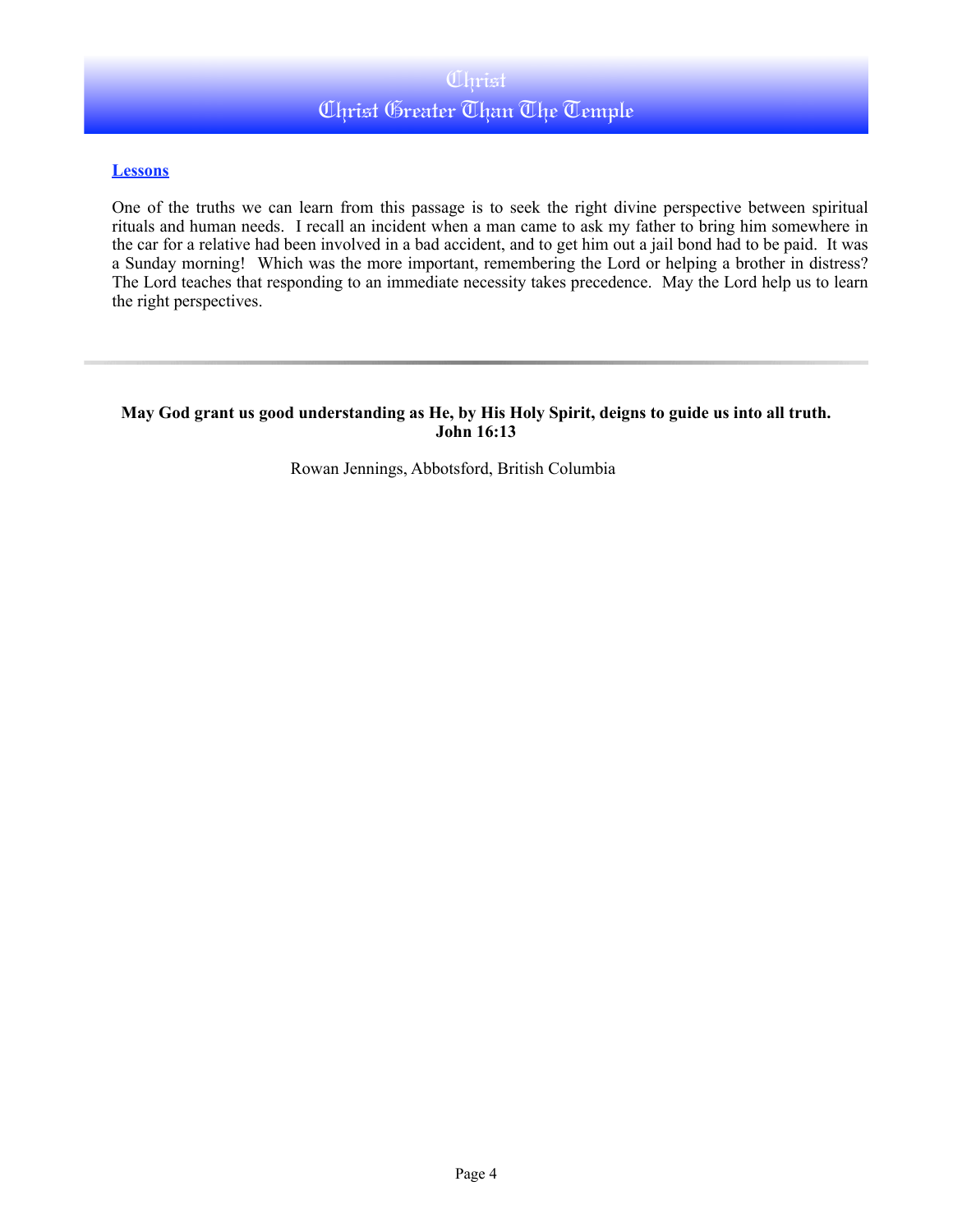**Lessons**

One of the truths we can learn from this passage is to seek the right divine perspective between spiritual rituals and human needs. I recall an incident when a man came to ask my father to bring him somewhere in the car for a relative had been involved in a bad accident, and to get him out a jail bond had to be paid. It was a Sunday morning! Which was the more important, remembering the Lord or helping a brother in distress? The Lord teaches that responding to an immediate necessity takes precedence. May the Lord help us to learn the right perspectives.

---

**May God grant us good understanding as He, by His Holy Spirit, deigns to guide us into all truth. John 16:13**

Rowan Jennings, Abbotsford, British Columbia